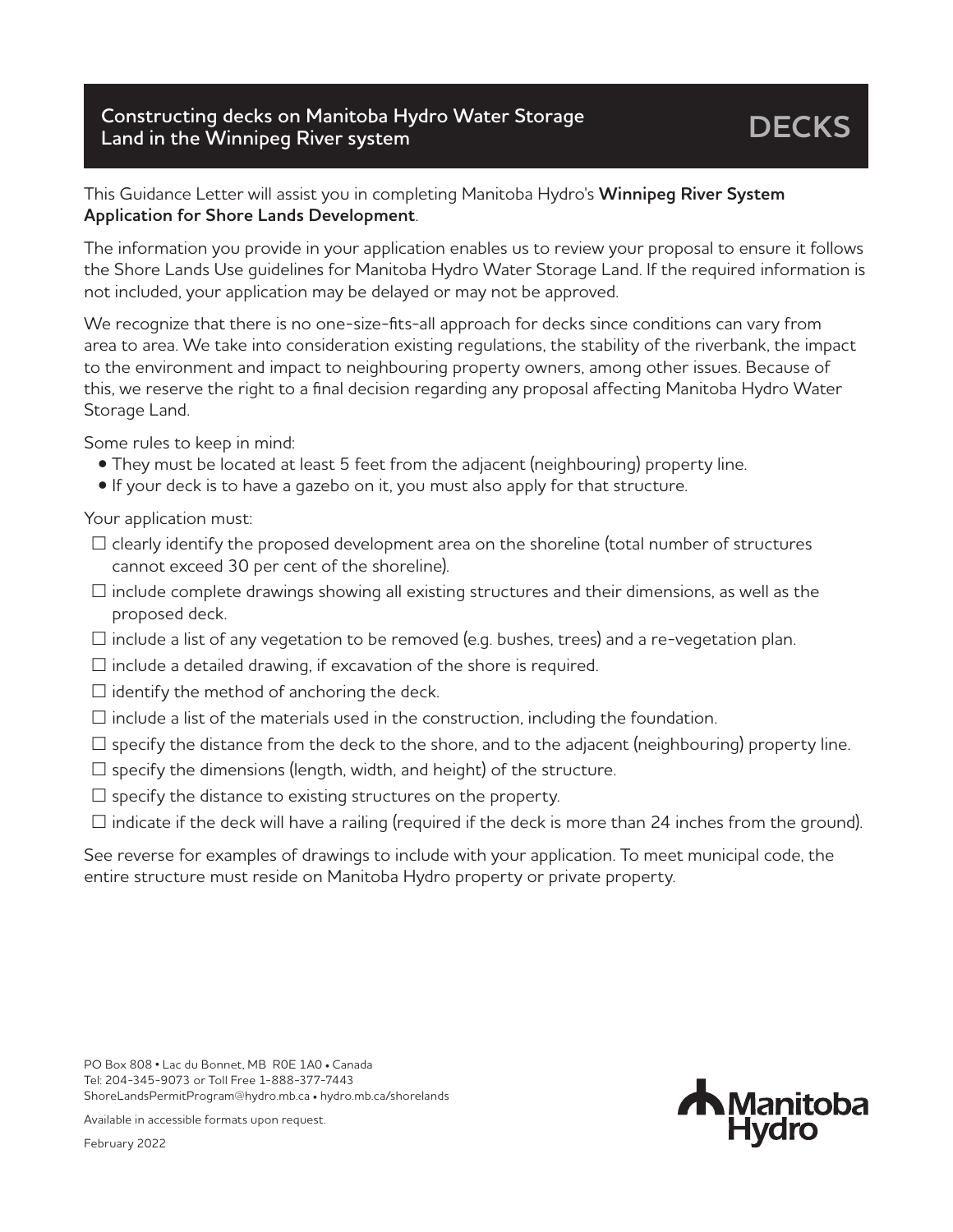# Constructing decks on Manitoba Hydro Water Storage Land in the Winnipeg River system

# DECKS

This Guidance Letter will assist you in completing Manitoba Hydro's **Winnipeg River System Application for Shore Lands Development**.

The information you provide in your application enables us to review your proposal to ensure it follows the Shore Lands Use guidelines for Manitoba Hydro Water Storage Land. If the required information is not included, your application may be delayed or may not be approved.

We recognize that there is no one-size-fits-all approach for decks since conditions can vary from area to area. We take into consideration existing regulations, the stability of the riverbank, the impact to the environment and impact to neighbouring property owners, among other issues. Because of this, we reserve the right to a final decision regarding any proposal affecting Manitoba Hydro Water Storage Land.

Some rules to keep in mind:

- They must be located at least 5 feet from the adjacent (neighbouring) property line.
- If your deck is to have a gazebo on it, you must also apply for that structure.

Your application must:

- ☐ clearly identify the proposed development area on the shoreline (total number of structures cannot exceed 30 per cent of the shoreline).
- ☐ include complete drawings showing all existing structures and their dimensions, as well as the proposed deck.
- ☐ include a list of any vegetation to be removed (e.g. bushes, trees) and a re-vegetation plan.
- ☐ include a detailed drawing, if excavation of the shore is required.
- ☐ identify the method of anchoring the deck.
- ☐ include a list of the materials used in the construction, including the foundation.
- ☐ specify the distance from the deck to the shore, and to the adjacent (neighbouring) property line.
- ☐ specify the dimensions (length, width, and height) of the structure.
- ☐ specify the distance to existing structures on the property.
- ☐ indicate if the deck will have a railing (required if the deck is more than 24 inches from the ground).

See reverse for examples of drawings to include with your application. To meet municipal code, the entire structure must reside on Manitoba Hydro property or private property.

PO Box 808 • Lac du Bonnet, MB R0E 1A0 • Canada
Tel: 204-345-9073 or Toll Free 1-888-377-7443
ShoreLandsPermitProgram@hydro.mb.ca • hydro.mb.ca/shorelands

Available in accessible formats upon request.

February 2022

Manitoba Hydro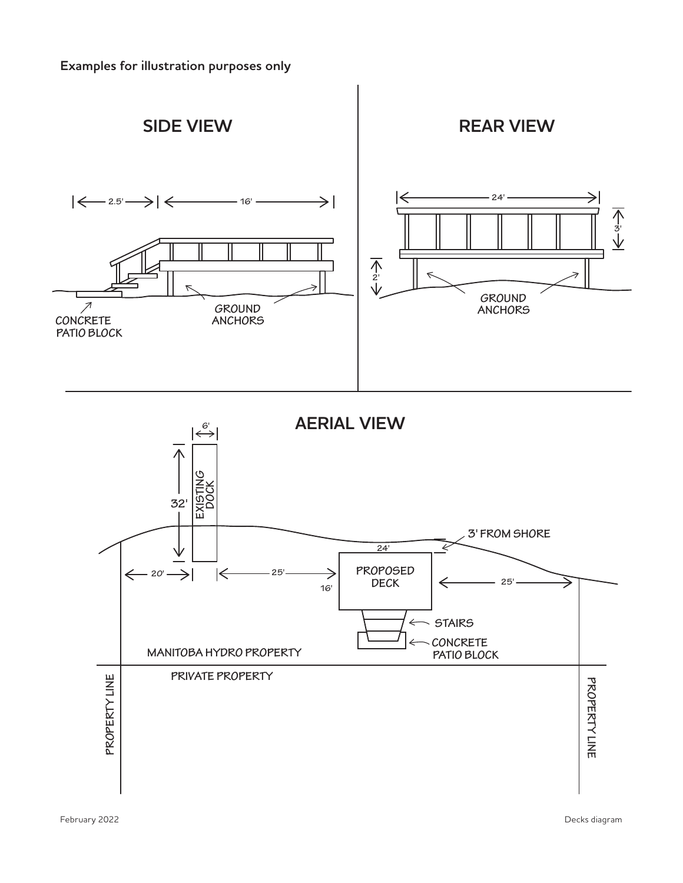Examples for illustration purposes only

## SIDE VIEW

2.5'

16'

CONCRETE PATIO BLOCK

GROUND ANCHORS

## REAR VIEW

24'

3'

2'

GROUND ANCHORS

## AERIAL VIEW

6'

32'

EXISTING DOCK

3' FROM SHORE

24'

20'

25'

PROPOSED DECK

16'

25'

STAIRS

CONCRETE PATIO BLOCK

MANITOBA HYDRO PROPERTY

PRIVATE PROPERTY

PROPERTY LINE

PROPERTY LINE